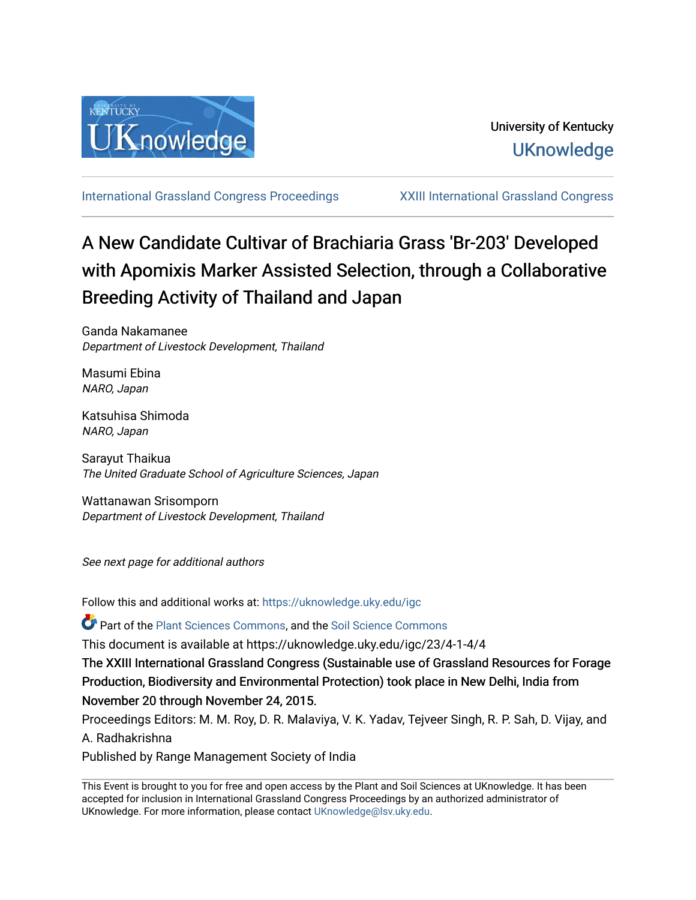University of Kentucky

UKnowledge

International Grassland Congress Proceedings | XXIII International Grassland Congress

# A New Candidate Cultivar of Brachiaria Grass 'Br-203' Developed with Apomixis Marker Assisted Selection, through a Collaborative Breeding Activity of Thailand and Japan

Ganda Nakamanee
*Department of Livestock Development, Thailand*

Masumi Ebina
*NARO, Japan*

Katsuhisa Shimoda
*NARO, Japan*

Sarayut Thaikua
*The United Graduate School of Agriculture Sciences, Japan*

Wattanawan Srisomporn
*Department of Livestock Development, Thailand*

*See next page for additional authors*

Follow this and additional works at: https://uknowledge.uky.edu/igc

Part of the Plant Sciences Commons, and the Soil Science Commons

This document is available at https://uknowledge.uky.edu/igc/23/4-1-4/4

The XXIII International Grassland Congress (Sustainable use of Grassland Resources for Forage Production, Biodiversity and Environmental Protection) took place in New Delhi, India from November 20 through November 24, 2015.

Proceedings Editors: M. M. Roy, D. R. Malaviya, V. K. Yadav, Tejveer Singh, R. P. Sah, D. Vijay, and A. Radhakrishna

Published by Range Management Society of India

This Event is brought to you for free and open access by the Plant and Soil Sciences at UKnowledge. It has been accepted for inclusion in International Grassland Congress Proceedings by an authorized administrator of UKnowledge. For more information, please contact UKnowledge@lsv.uky.edu.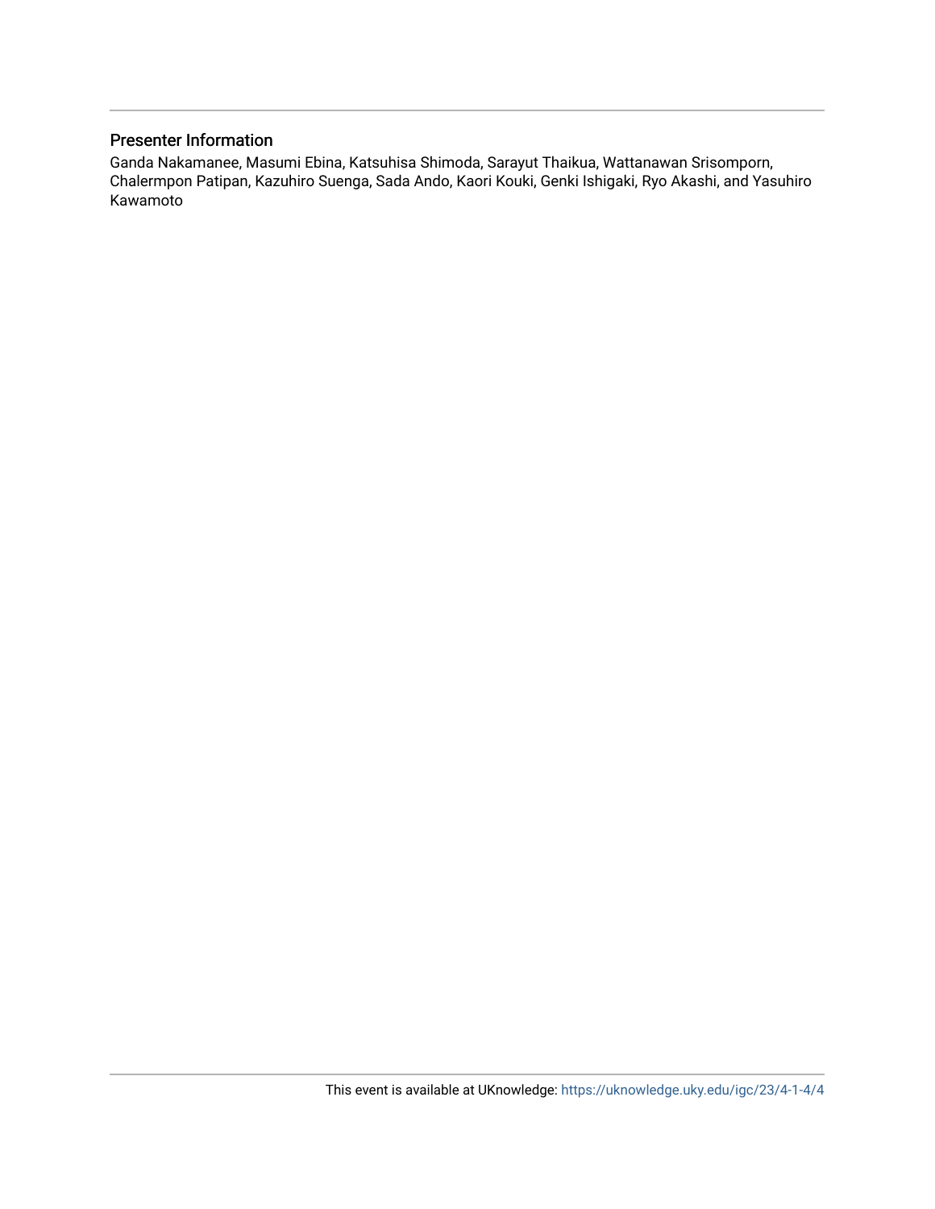## Presenter Information

Ganda Nakamanee, Masumi Ebina, Katsuhisa Shimoda, Sarayut Thaikua, Wattanawan Srisomporn, Chalermpon Patipan, Kazuhiro Suenga, Sada Ando, Kaori Kouki, Genki Ishigaki, Ryo Akashi, and Yasuhiro Kawamoto

This event is available at UKnowledge: https://uknowledge.uky.edu/igc/23/4-1-4/4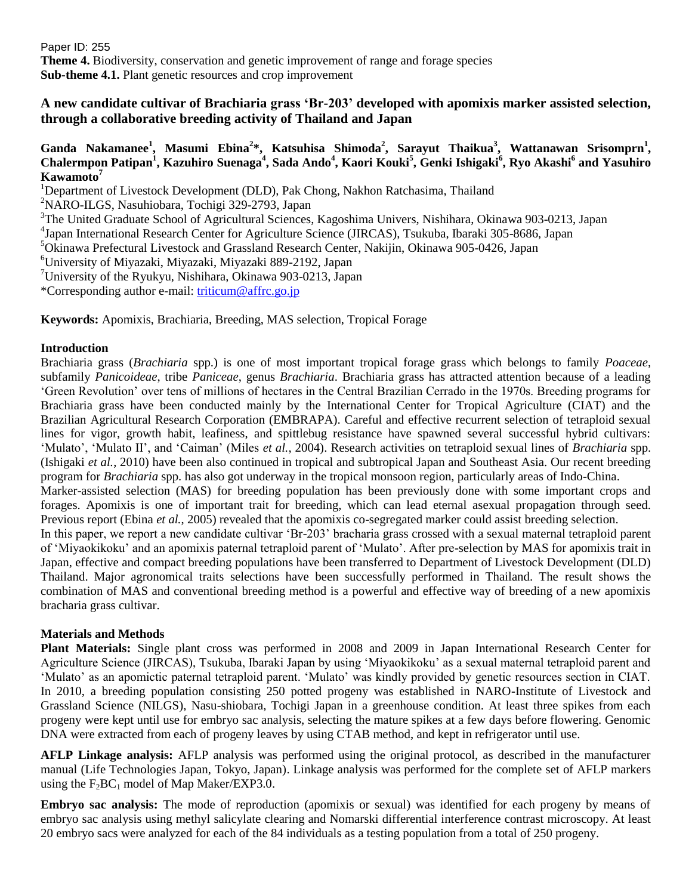Paper ID: 255
**Theme 4.** Biodiversity, conservation and genetic improvement of range and forage species
**Sub-theme 4.1.** Plant genetic resources and crop improvement

# A new candidate cultivar of Brachiaria grass 'Br-203' developed with apomixis marker assisted selection, through a collaborative breeding activity of Thailand and Japan

**Ganda Nakamanee[1], Masumi Ebina[2]\*, Katsuhisa Shimoda[2], Sarayut Thaikua[3], Wattanawan Srisomprn[1], Chalermpon Patipan[1], Kazuhiro Suenaga[4], Sada Ando[4], Kaori Kouki[5], Genki Ishigaki[6], Ryo Akashi[6] and Yasuhiro Kawamoto[7]**

[1]Department of Livestock Development (DLD), Pak Chong, Nakhon Ratchasima, Thailand
[2]NARO-ILGS, Nasuhiobara, Tochigi 329-2793, Japan
[3]The United Graduate School of Agricultural Sciences, Kagoshima Univers, Nishihara, Okinawa 903-0213, Japan
[4]Japan International Research Center for Agriculture Science (JIRCAS), Tsukuba, Ibaraki 305-8686, Japan
[5]Okinawa Prefectural Livestock and Grassland Research Center, Nakijin, Okinawa 905-0426, Japan
[6]University of Miyazaki, Miyazaki, Miyazaki 889-2192, Japan
[7]University of the Ryukyu, Nishihara, Okinawa 903-0213, Japan
\*Corresponding author e-mail: triticum@affrc.go.jp

**Keywords:** Apomixis, Brachiaria, Breeding, MAS selection, Tropical Forage

## Introduction

Brachiaria grass (*Brachiaria* spp.) is one of most important tropical forage grass which belongs to family *Poaceae*, subfamily *Panicoideae*, tribe *Paniceae*, genus *Brachiaria*. Brachiaria grass has attracted attention because of a leading 'Green Revolution' over tens of millions of hectares in the Central Brazilian Cerrado in the 1970s. Breeding programs for Brachiaria grass have been conducted mainly by the International Center for Tropical Agriculture (CIAT) and the Brazilian Agricultural Research Corporation (EMBRAPA). Careful and effective recurrent selection of tetraploid sexual lines for vigor, growth habit, leafiness, and spittlebug resistance have spawned several successful hybrid cultivars: 'Mulato', 'Mulato II', and 'Caiman' (Miles *et al.*, 2004). Research activities on tetraploid sexual lines of *Brachiaria* spp. (Ishigaki *et al.*, 2010) have been also continued in tropical and subtropical Japan and Southeast Asia. Our recent breeding program for *Brachiaria* spp. has also got underway in the tropical monsoon region, particularly areas of Indo-China.

Marker-assisted selection (MAS) for breeding population has been previously done with some important crops and forages. Apomixis is one of important trait for breeding, which can lead eternal asexual propagation through seed. Previous report (Ebina *et al.*, 2005) revealed that the apomixis co-segregated marker could assist breeding selection.

In this paper, we report a new candidate cultivar 'Br-203' bracharia grass crossed with a sexual maternal tetraploid parent of 'Miyaokikoku' and an apomixis paternal tetraploid parent of 'Mulato'. After pre-selection by MAS for apomixis trait in Japan, effective and compact breeding populations have been transferred to Department of Livestock Development (DLD) Thailand. Major agronomical traits selections have been successfully performed in Thailand. The result shows the combination of MAS and conventional breeding method is a powerful and effective way of breeding of a new apomixis bracharia grass cultivar.

## Materials and Methods

**Plant Materials:** Single plant cross was performed in 2008 and 2009 in Japan International Research Center for Agriculture Science (JIRCAS), Tsukuba, Ibaraki Japan by using 'Miyaokikoku' as a sexual maternal tetraploid parent and 'Mulato' as an apomictic paternal tetraploid parent. 'Mulato' was kindly provided by genetic resources section in CIAT. In 2010, a breeding population consisting 250 potted progeny was established in NARO-Institute of Livestock and Grassland Science (NILGS), Nasu-shiobara, Tochigi Japan in a greenhouse condition. At least three spikes from each progeny were kept until use for embryo sac analysis, selecting the mature spikes at a few days before flowering. Genomic DNA were extracted from each of progeny leaves by using CTAB method, and kept in refrigerator until use.

**AFLP Linkage analysis:** AFLP analysis was performed using the original protocol, as described in the manufacturer manual (Life Technologies Japan, Tokyo, Japan). Linkage analysis was performed for the complete set of AFLP markers using the $F_2BC_1$ model of Map Maker/EXP3.0.

**Embryo sac analysis:** The mode of reproduction (apomixis or sexual) was identified for each progeny by means of embryo sac analysis using methyl salicylate clearing and Nomarski differential interference contrast microscopy. At least 20 embryo sacs were analyzed for each of the 84 individuals as a testing population from a total of 250 progeny.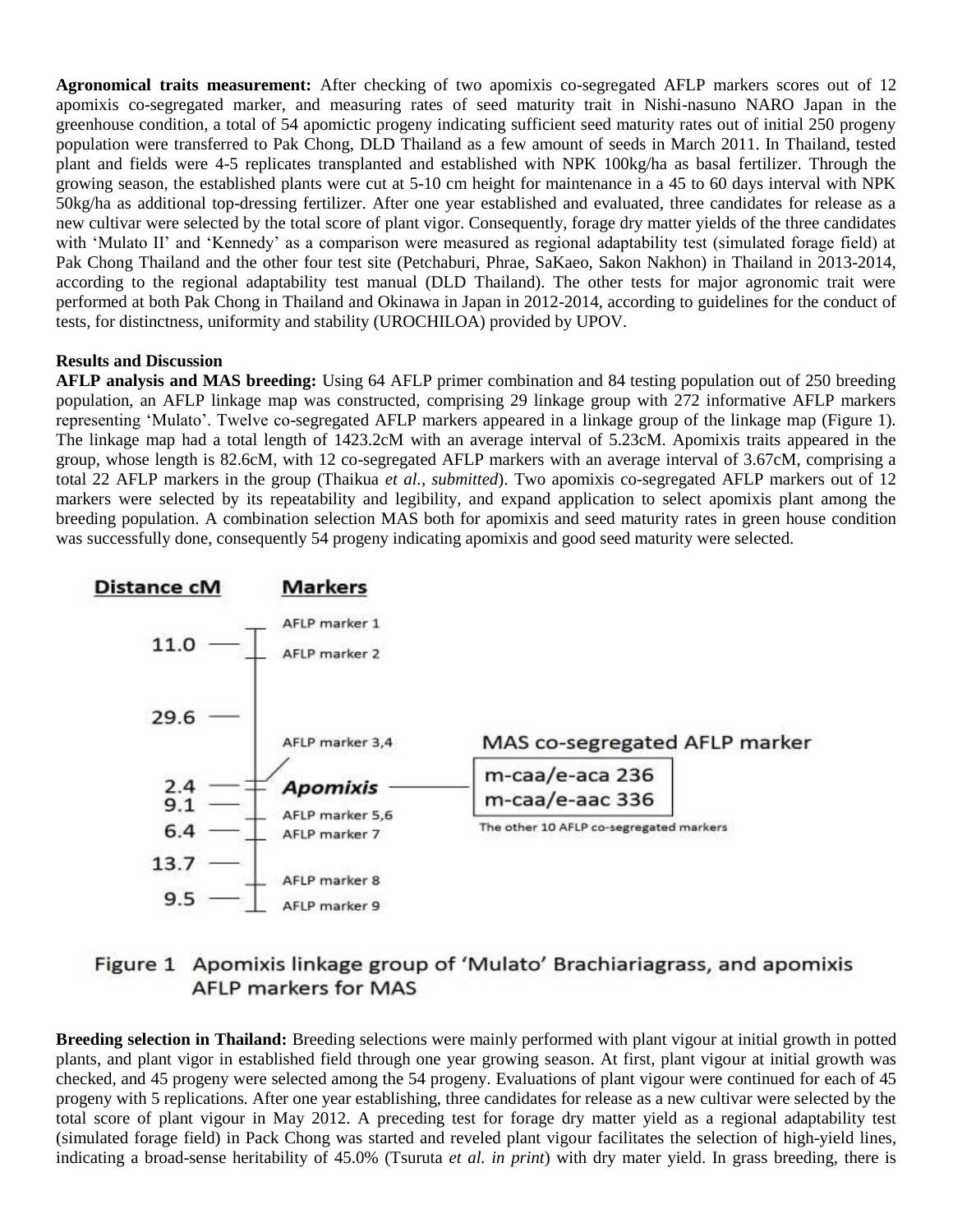**Agronomical traits measurement:** After checking of two apomixis co-segregated AFLP markers scores out of 12 apomixis co-segregated marker, and measuring rates of seed maturity trait in Nishi-nasuno NARO Japan in the greenhouse condition, a total of 54 apomictic progeny indicating sufficient seed maturity rates out of initial 250 progeny population were transferred to Pak Chong, DLD Thailand as a few amount of seeds in March 2011. In Thailand, tested plant and fields were 4-5 replicates transplanted and established with NPK 100kg/ha as basal fertilizer. Through the growing season, the established plants were cut at 5-10 cm height for maintenance in a 45 to 60 days interval with NPK 50kg/ha as additional top-dressing fertilizer. After one year established and evaluated, three candidates for release as a new cultivar were selected by the total score of plant vigor. Consequently, forage dry matter yields of the three candidates with 'Mulato II' and 'Kennedy' as a comparison were measured as regional adaptability test (simulated forage field) at Pak Chong Thailand and the other four test site (Petchaburi, Phrae, SaKaeo, Sakon Nakhon) in Thailand in 2013-2014, according to the regional adaptability test manual (DLD Thailand). The other tests for major agronomic trait were performed at both Pak Chong in Thailand and Okinawa in Japan in 2012-2014, according to guidelines for the conduct of tests, for distinctness, uniformity and stability (UROCHILOA) provided by UPOV.

## Results and Discussion

**AFLP analysis and MAS breeding:** Using 64 AFLP primer combination and 84 testing population out of 250 breeding population, an AFLP linkage map was constructed, comprising 29 linkage group with 272 informative AFLP markers representing 'Mulato'. Twelve co-segregated AFLP markers appeared in a linkage group of the linkage map (Figure 1). The linkage map had a total length of 1423.2cM with an average interval of 5.23cM. Apomixis traits appeared in the group, whose length is 82.6cM, with 12 co-segregated AFLP markers with an average interval of 3.67cM, comprising a total 22 AFLP markers in the group (Thaikua *et al.*, *submitted*). Two apomixis co-segregated AFLP markers out of 12 markers were selected by its repeatability and legibility, and expand application to select apomixis plant among the breeding population. A combination selection MAS both for apomixis and seed maturity rates in green house condition was successfully done, consequently 54 progeny indicating apomixis and good seed maturity were selected.

| Distance cM | Markers |
|---|---|
| | AFLP marker 1 |
| 11.0 | AFLP marker 2 |
| 29.6 | |
| | AFLP marker 3,4 |
| 2.4 | **Apomixis** — MAS co-segregated AFLP marker: m-caa/e-aca 236, m-caa/e-aac 336 (The other 10 AFLP co-segregated markers) |
| 9.1 | AFLP marker 5,6 |
| 6.4 | AFLP marker 7 |
| 13.7 | |
| | AFLP marker 8 |
| 9.5 | AFLP marker 9 |

Figure 1 Apomixis linkage group of 'Mulato' Brachiariagrass, and apomixis AFLP markers for MAS

**Breeding selection in Thailand:** Breeding selections were mainly performed with plant vigour at initial growth in potted plants, and plant vigor in established field through one year growing season. At first, plant vigour at initial growth was checked, and 45 progeny were selected among the 54 progeny. Evaluations of plant vigour were continued for each of 45 progeny with 5 replications. After one year establishing, three candidates for release as a new cultivar were selected by the total score of plant vigour in May 2012. A preceding test for forage dry matter yield as a regional adaptability test (simulated forage field) in Pack Chong was started and reveled plant vigour facilitates the selection of high-yield lines, indicating a broad-sense heritability of 45.0% (Tsuruta *et al. in print*) with dry mater yield. In grass breeding, there is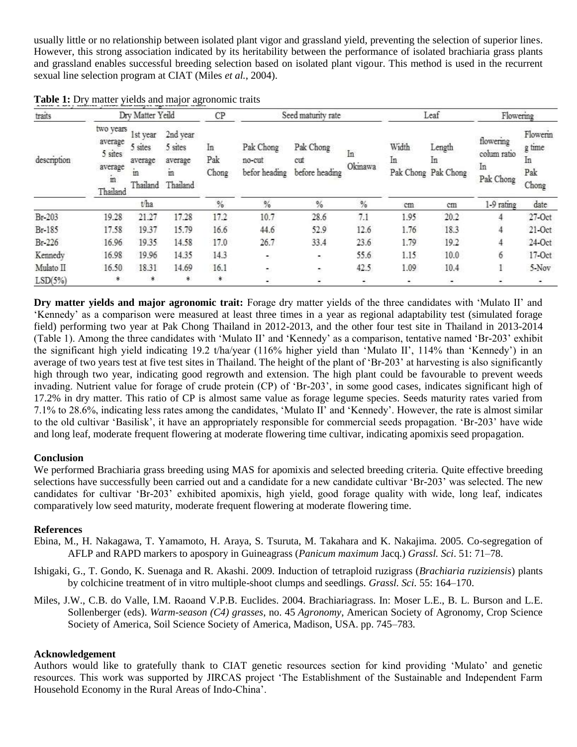usually little or no relationship between isolated plant vigor and grassland yield, preventing the selection of superior lines. However, this strong association indicated by its heritability between the performance of isolated brachiaria grass plants and grassland enables successful breeding selection based on isolated plant vigour. This method is used in the recurrent sexual line selection program at CIAT (Miles *et al.*, 2004).

**Table 1:** Dry matter yields and major agronomic traits

| traits | Dry Matter Yeild | | | CP | Seed maturity rate | | | Leaf | | Flowering | |
|---|---|---|---|---|---|---|---|---|---|---|---|
| description | two years average 5 sites average in Thailand | 1st year 5 sites average in Thailand | 2nd year 5 sites average in Thailand | In Pak Chong | Pak Chong no-cut befor heading | Pak Chong cut before heading | In Okinawa | Width In Pak Chong | Length In Pak Chong | flowering colum ratio In Pak Chong | Flowering time In Pak Chong |
| | | t/ha | | % | % | % | % | cm | cm | 1-9 rating | date |
| Br-203 | 19.28 | 21.27 | 17.28 | 17.2 | 10.7 | 28.6 | 7.1 | 1.95 | 20.2 | 4 | 27-Oct |
| Br-185 | 17.58 | 19.37 | 15.79 | 16.6 | 44.6 | 52.9 | 12.6 | 1.76 | 18.3 | 4 | 21-Oct |
| Br-226 | 16.96 | 19.35 | 14.58 | 17.0 | 26.7 | 33.4 | 23.6 | 1.79 | 19.2 | 4 | 24-Oct |
| Kennedy | 16.98 | 19.96 | 14.35 | 14.3 | - | - | 55.6 | 1.15 | 10.0 | 6 | 17-Oct |
| Mulato II | 16.50 | 18.31 | 14.69 | 16.1 | - | - | 42.5 | 1.09 | 10.4 | 1 | 5-Nov |
| LSD(5%) | * | * | * | * | - | - | - | - | - | - | - |

**Dry matter yields and major agronomic trait:** Forage dry matter yields of the three candidates with 'Mulato II' and 'Kennedy' as a comparison were measured at least three times in a year as regional adaptability test (simulated forage field) performing two year at Pak Chong Thailand in 2012-2013, and the other four test site in Thailand in 2013-2014 (Table 1). Among the three candidates with 'Mulato II' and 'Kennedy' as a comparison, tentative named 'Br-203' exhibit the significant high yield indicating 19.2 t/ha/year (116% higher yield than 'Mulato II', 114% than 'Kennedy') in an average of two years test at five test sites in Thailand. The height of the plant of 'Br-203' at harvesting is also significantly high through two year, indicating good regrowth and extension. The high plant could be favourable to prevent weeds invading. Nutrient value for forage of crude protein (CP) of 'Br-203', in some good cases, indicates significant high of 17.2% in dry matter. This ratio of CP is almost same value as forage legume species. Seeds maturity rates varied from 7.1% to 28.6%, indicating less rates among the candidates, 'Mulato II' and 'Kennedy'. However, the rate is almost similar to the old cultivar 'Basilisk', it have an appropriately responsible for commercial seeds propagation. 'Br-203' have wide and long leaf, moderate frequent flowering at moderate flowering time cultivar, indicating apomixis seed propagation.

## Conclusion

We performed Brachiaria grass breeding using MAS for apomixis and selected breeding criteria. Quite effective breeding selections have successfully been carried out and a candidate for a new candidate cultivar 'Br-203' was selected. The new candidates for cultivar 'Br-203' exhibited apomixis, high yield, good forage quality with wide, long leaf, indicates comparatively low seed maturity, moderate frequent flowering at moderate flowering time.

## References

Ebina, M., H. Nakagawa, T. Yamamoto, H. Araya, S. Tsuruta, M. Takahara and K. Nakajima. 2005. Co-segregation of AFLP and RAPD markers to apospory in Guineagrass (*Panicum maximum* Jacq.) *Grassl. Sci*. 51: 71–78.

Ishigaki, G., T. Gondo, K. Suenaga and R. Akashi. 2009. Induction of tetraploid ruzigrass (*Brachiaria ruziziensis*) plants by colchicine treatment of in vitro multiple-shoot clumps and seedlings. *Grassl. Sci.* 55: 164–170.

Miles, J.W., C.B. do Valle, I.M. Raoand V.P.B. Euclides. 2004. Brachiariagrass. In: Moser L.E., B. L. Burson and L.E. Sollenberger (eds). *Warm-season (C4) grasses*, no. 45 *Agronomy*, American Society of Agronomy, Crop Science Society of America, Soil Science Society of America, Madison, USA. pp. 745–783.

## Acknowledgement

Authors would like to gratefully thank to CIAT genetic resources section for kind providing 'Mulato' and genetic resources. This work was supported by JIRCAS project 'The Establishment of the Sustainable and Independent Farm Household Economy in the Rural Areas of Indo-China'.